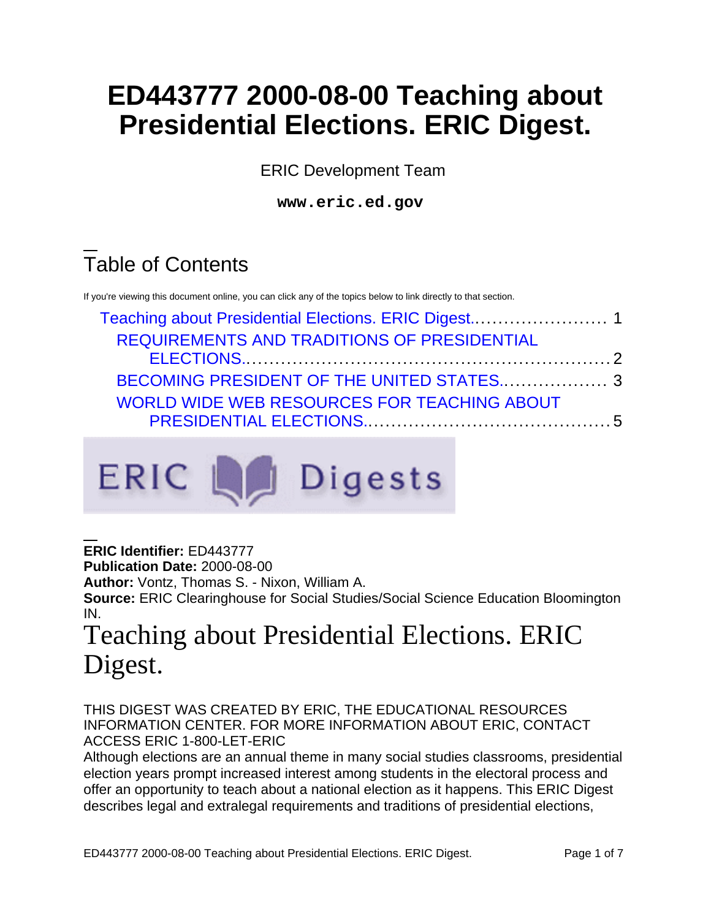# ED443777 2000-08-00 Teaching about Presidential Elections. ERIC Digest.

ERIC Development Team

**www.eric.ed.gov**

## Table of Contents

If you're viewing this document online, you can click any of the topics below to link directly to that section.

- Teaching about Presidential Elections. ERIC Digest....................... 1
  - REQUIREMENTS AND TRADITIONS OF PRESIDENTIAL ELECTIONS........................................................... 2
  - BECOMING PRESIDENT OF THE UNITED STATES.................. 3
  - WORLD WIDE WEB RESOURCES FOR TEACHING ABOUT PRESIDENTIAL ELECTIONS.......................................... 5

ERIC Digests

**ERIC Identifier:** ED443777
**Publication Date:** 2000-08-00
**Author:** Vontz, Thomas S. - Nixon, William A.
**Source:** ERIC Clearinghouse for Social Studies/Social Science Education Bloomington IN.

# Teaching about Presidential Elections. ERIC Digest.

THIS DIGEST WAS CREATED BY ERIC, THE EDUCATIONAL RESOURCES INFORMATION CENTER. FOR MORE INFORMATION ABOUT ERIC, CONTACT ACCESS ERIC 1-800-LET-ERIC

Although elections are an annual theme in many social studies classrooms, presidential election years prompt increased interest among students in the electoral process and offer an opportunity to teach about a national election as it happens. This ERIC Digest describes legal and extralegal requirements and traditions of presidential elections,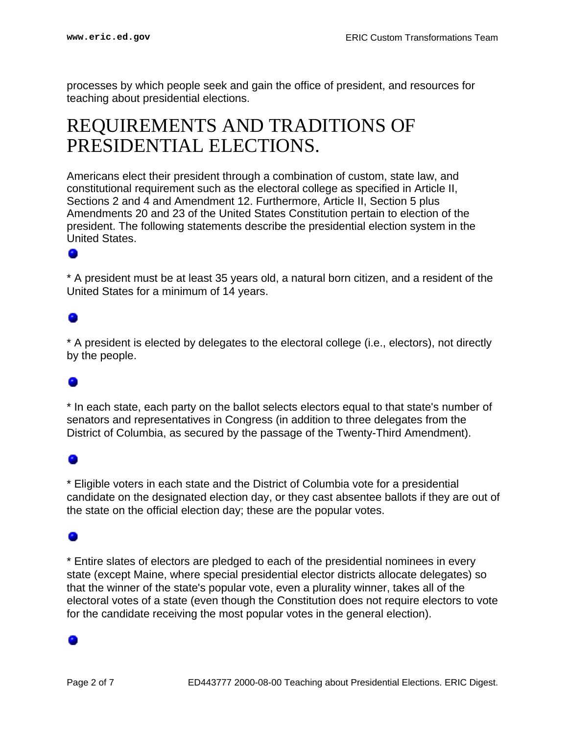processes by which people seek and gain the office of president, and resources for teaching about presidential elections.

## REQUIREMENTS AND TRADITIONS OF PRESIDENTIAL ELECTIONS.

Americans elect their president through a combination of custom, state law, and constitutional requirement such as the electoral college as specified in Article II, Sections 2 and 4 and Amendment 12. Furthermore, Article II, Section 5 plus Amendments 20 and 23 of the United States Constitution pertain to election of the president. The following statements describe the presidential election system in the United States.

* A president must be at least 35 years old, a natural born citizen, and a resident of the United States for a minimum of 14 years.

* A president is elected by delegates to the electoral college (i.e., electors), not directly by the people.

* In each state, each party on the ballot selects electors equal to that state's number of senators and representatives in Congress (in addition to three delegates from the District of Columbia, as secured by the passage of the Twenty-Third Amendment).

* Eligible voters in each state and the District of Columbia vote for a presidential candidate on the designated election day, or they cast absentee ballots if they are out of the state on the official election day; these are the popular votes.

* Entire slates of electors are pledged to each of the presidential nominees in every state (except Maine, where special presidential elector districts allocate delegates) so that the winner of the state's popular vote, even a plurality winner, takes all of the electoral votes of a state (even though the Constitution does not require electors to vote for the candidate receiving the most popular votes in the general election).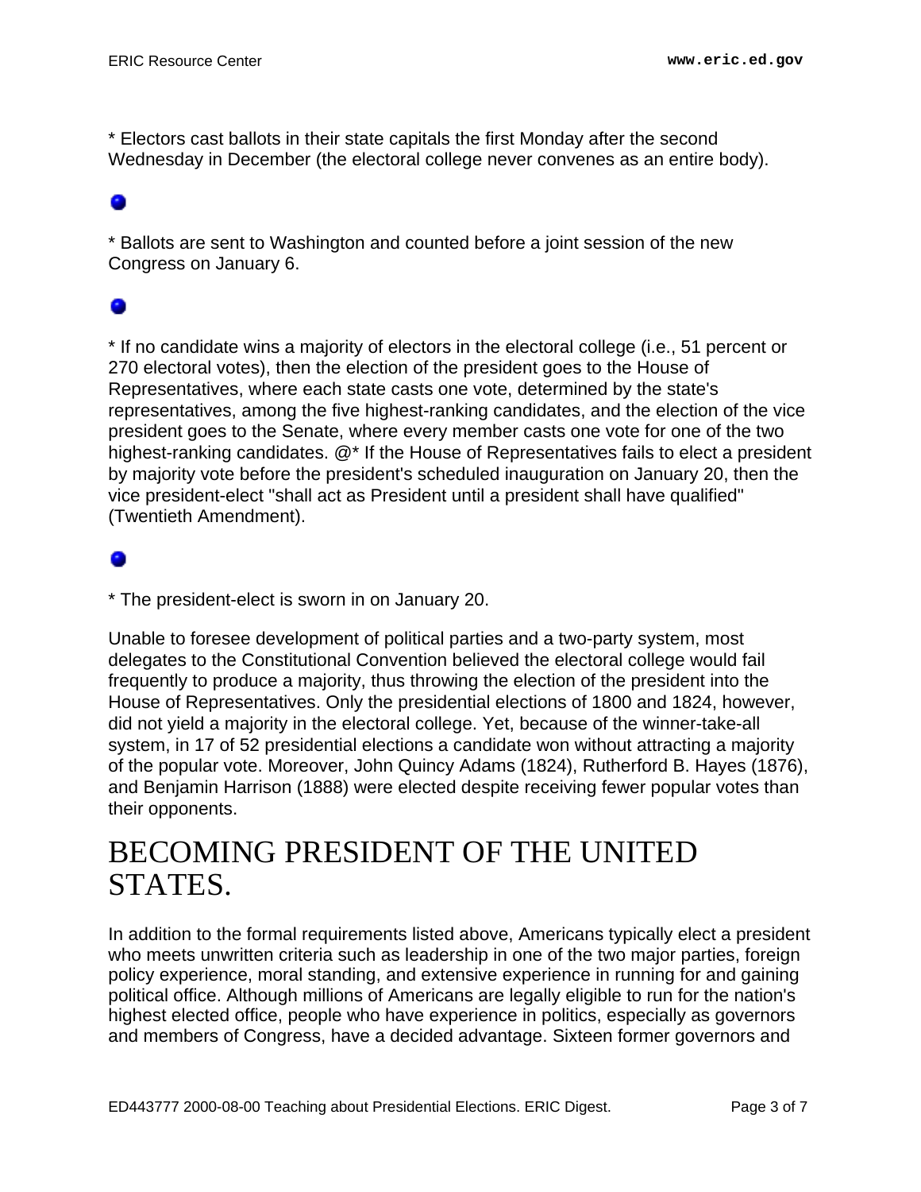* Electors cast ballots in their state capitals the first Monday after the second Wednesday in December (the electoral college never convenes as an entire body).

* Ballots are sent to Washington and counted before a joint session of the new Congress on January 6.

* If no candidate wins a majority of electors in the electoral college (i.e., 51 percent or 270 electoral votes), then the election of the president goes to the House of Representatives, where each state casts one vote, determined by the state's representatives, among the five highest-ranking candidates, and the election of the vice president goes to the Senate, where every member casts one vote for one of the two highest-ranking candidates. @* If the House of Representatives fails to elect a president by majority vote before the president's scheduled inauguration on January 20, then the vice president-elect "shall act as President until a president shall have qualified" (Twentieth Amendment).

* The president-elect is sworn in on January 20.

Unable to foresee development of political parties and a two-party system, most delegates to the Constitutional Convention believed the electoral college would fail frequently to produce a majority, thus throwing the election of the president into the House of Representatives. Only the presidential elections of 1800 and 1824, however, did not yield a majority in the electoral college. Yet, because of the winner-take-all system, in 17 of 52 presidential elections a candidate won without attracting a majority of the popular vote. Moreover, John Quincy Adams (1824), Rutherford B. Hayes (1876), and Benjamin Harrison (1888) were elected despite receiving fewer popular votes than their opponents.

# BECOMING PRESIDENT OF THE UNITED STATES.

In addition to the formal requirements listed above, Americans typically elect a president who meets unwritten criteria such as leadership in one of the two major parties, foreign policy experience, moral standing, and extensive experience in running for and gaining political office. Although millions of Americans are legally eligible to run for the nation's highest elected office, people who have experience in politics, especially as governors and members of Congress, have a decided advantage. Sixteen former governors and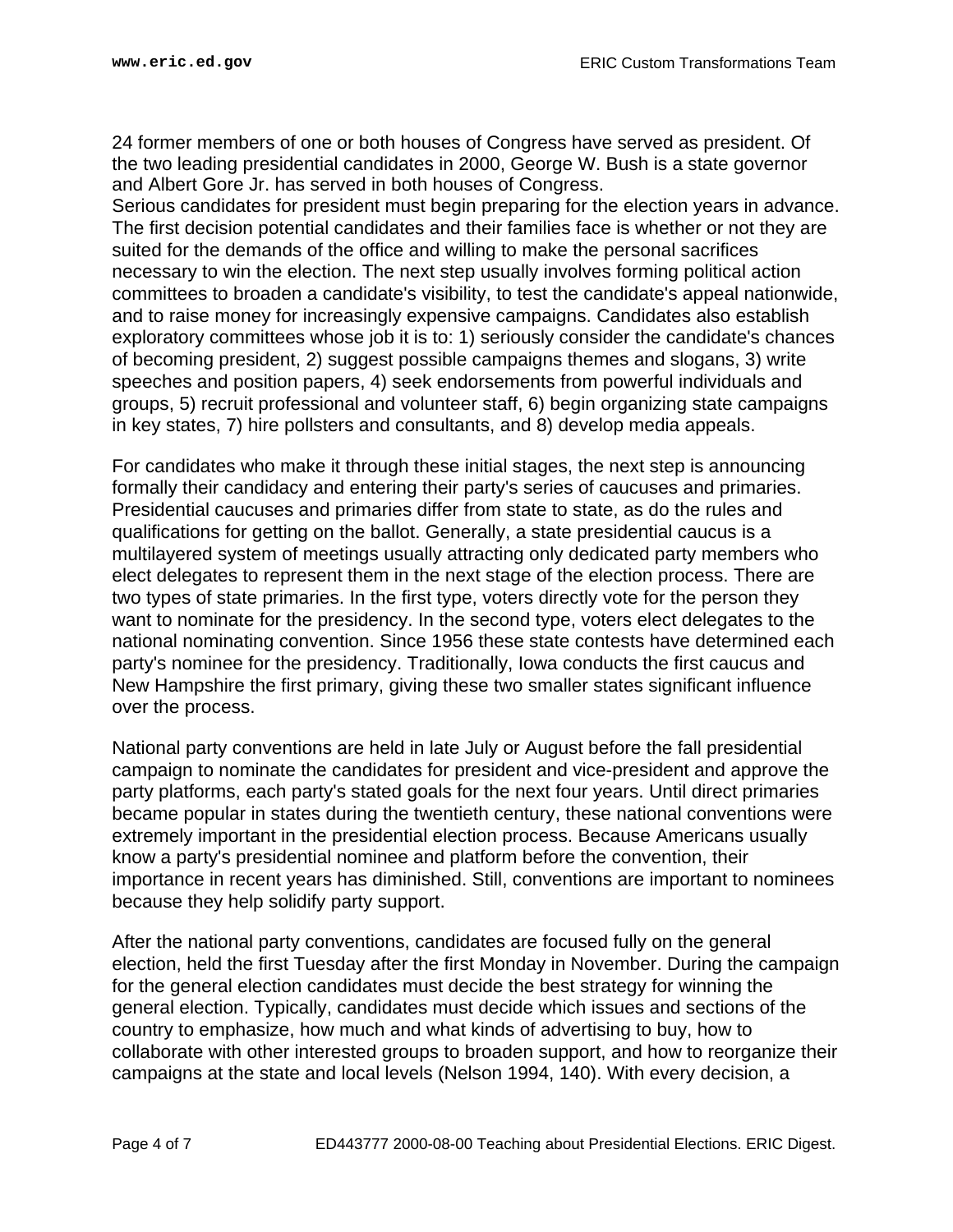24 former members of one or both houses of Congress have served as president. Of the two leading presidential candidates in 2000, George W. Bush is a state governor and Albert Gore Jr. has served in both houses of Congress.

Serious candidates for president must begin preparing for the election years in advance. The first decision potential candidates and their families face is whether or not they are suited for the demands of the office and willing to make the personal sacrifices necessary to win the election. The next step usually involves forming political action committees to broaden a candidate's visibility, to test the candidate's appeal nationwide, and to raise money for increasingly expensive campaigns. Candidates also establish exploratory committees whose job it is to: 1) seriously consider the candidate's chances of becoming president, 2) suggest possible campaigns themes and slogans, 3) write speeches and position papers, 4) seek endorsements from powerful individuals and groups, 5) recruit professional and volunteer staff, 6) begin organizing state campaigns in key states, 7) hire pollsters and consultants, and 8) develop media appeals.

For candidates who make it through these initial stages, the next step is announcing formally their candidacy and entering their party's series of caucuses and primaries. Presidential caucuses and primaries differ from state to state, as do the rules and qualifications for getting on the ballot. Generally, a state presidential caucus is a multilayered system of meetings usually attracting only dedicated party members who elect delegates to represent them in the next stage of the election process. There are two types of state primaries. In the first type, voters directly vote for the person they want to nominate for the presidency. In the second type, voters elect delegates to the national nominating convention. Since 1956 these state contests have determined each party's nominee for the presidency. Traditionally, Iowa conducts the first caucus and New Hampshire the first primary, giving these two smaller states significant influence over the process.

National party conventions are held in late July or August before the fall presidential campaign to nominate the candidates for president and vice-president and approve the party platforms, each party's stated goals for the next four years. Until direct primaries became popular in states during the twentieth century, these national conventions were extremely important in the presidential election process. Because Americans usually know a party's presidential nominee and platform before the convention, their importance in recent years has diminished. Still, conventions are important to nominees because they help solidify party support.

After the national party conventions, candidates are focused fully on the general election, held the first Tuesday after the first Monday in November. During the campaign for the general election candidates must decide the best strategy for winning the general election. Typically, candidates must decide which issues and sections of the country to emphasize, how much and what kinds of advertising to buy, how to collaborate with other interested groups to broaden support, and how to reorganize their campaigns at the state and local levels (Nelson 1994, 140). With every decision, a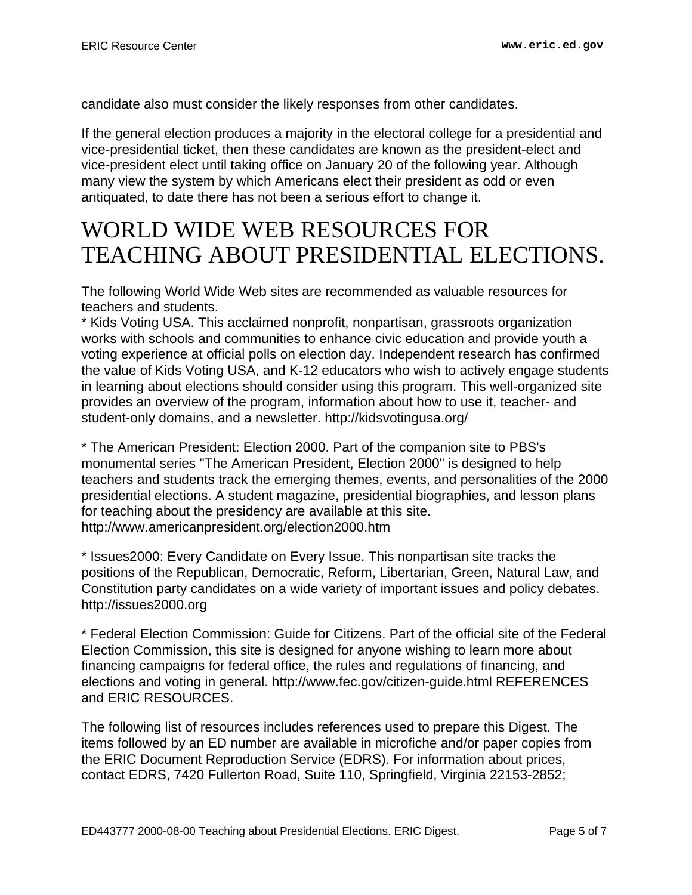candidate also must consider the likely responses from other candidates.

If the general election produces a majority in the electoral college for a presidential and vice-presidential ticket, then these candidates are known as the president-elect and vice-president elect until taking office on January 20 of the following year. Although many view the system by which Americans elect their president as odd or even antiquated, to date there has not been a serious effort to change it.

# WORLD WIDE WEB RESOURCES FOR TEACHING ABOUT PRESIDENTIAL ELECTIONS.

The following World Wide Web sites are recommended as valuable resources for teachers and students.

* Kids Voting USA. This acclaimed nonprofit, nonpartisan, grassroots organization works with schools and communities to enhance civic education and provide youth a voting experience at official polls on election day. Independent research has confirmed the value of Kids Voting USA, and K-12 educators who wish to actively engage students in learning about elections should consider using this program. This well-organized site provides an overview of the program, information about how to use it, teacher- and student-only domains, and a newsletter. http://kidsvotingusa.org/

* The American President: Election 2000. Part of the companion site to PBS's monumental series "The American President, Election 2000" is designed to help teachers and students track the emerging themes, events, and personalities of the 2000 presidential elections. A student magazine, presidential biographies, and lesson plans for teaching about the presidency are available at this site. http://www.americanpresident.org/election2000.htm

* Issues2000: Every Candidate on Every Issue. This nonpartisan site tracks the positions of the Republican, Democratic, Reform, Libertarian, Green, Natural Law, and Constitution party candidates on a wide variety of important issues and policy debates. http://issues2000.org

* Federal Election Commission: Guide for Citizens. Part of the official site of the Federal Election Commission, this site is designed for anyone wishing to learn more about financing campaigns for federal office, the rules and regulations of financing, and elections and voting in general. http://www.fec.gov/citizen-guide.html REFERENCES and ERIC RESOURCES.

The following list of resources includes references used to prepare this Digest. The items followed by an ED number are available in microfiche and/or paper copies from the ERIC Document Reproduction Service (EDRS). For information about prices, contact EDRS, 7420 Fullerton Road, Suite 110, Springfield, Virginia 22153-2852;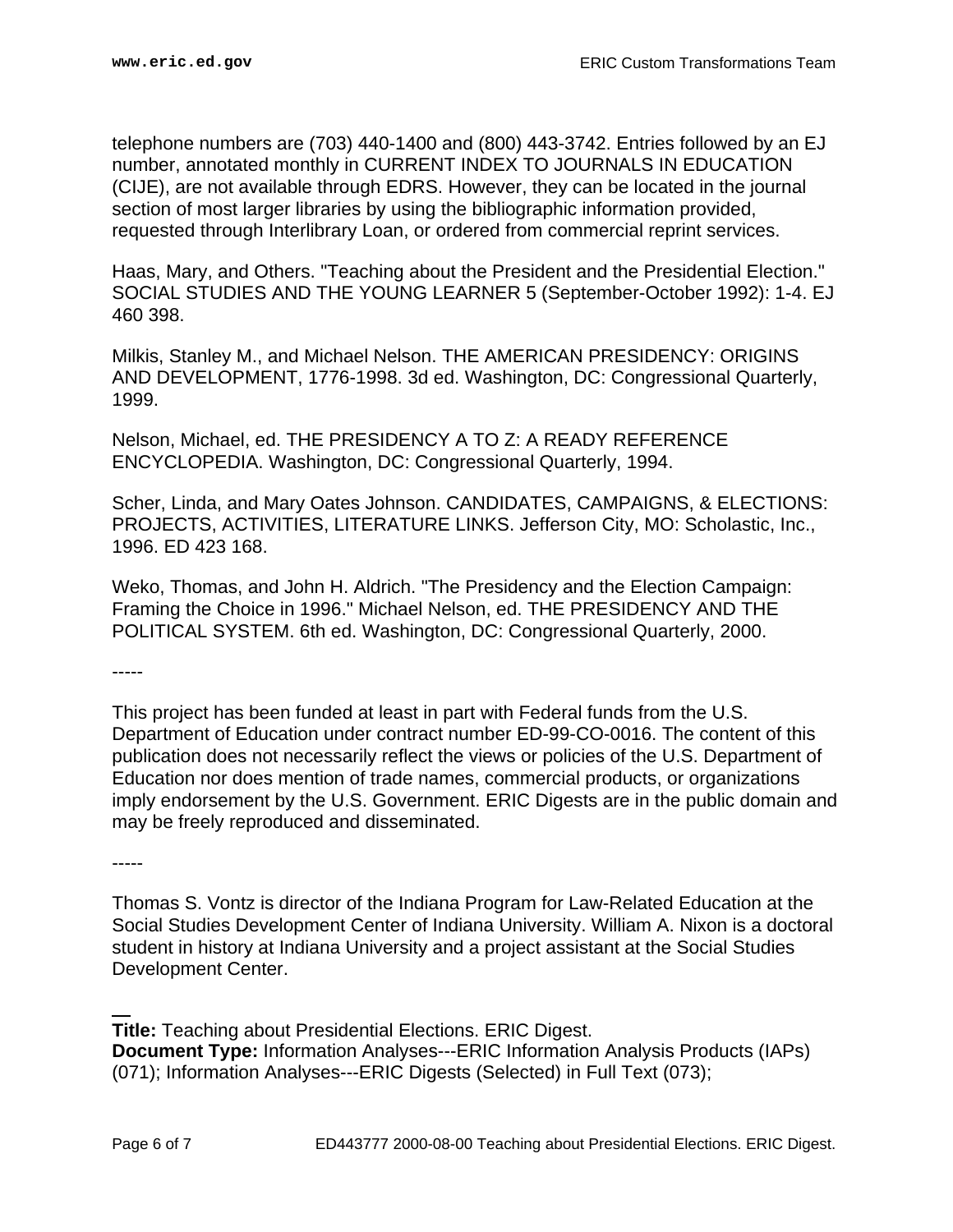telephone numbers are (703) 440-1400 and (800) 443-3742. Entries followed by an EJ number, annotated monthly in CURRENT INDEX TO JOURNALS IN EDUCATION (CIJE), are not available through EDRS. However, they can be located in the journal section of most larger libraries by using the bibliographic information provided, requested through Interlibrary Loan, or ordered from commercial reprint services.

Haas, Mary, and Others. "Teaching about the President and the Presidential Election." SOCIAL STUDIES AND THE YOUNG LEARNER 5 (September-October 1992): 1-4. EJ 460 398.

Milkis, Stanley M., and Michael Nelson. THE AMERICAN PRESIDENCY: ORIGINS AND DEVELOPMENT, 1776-1998. 3d ed. Washington, DC: Congressional Quarterly, 1999.

Nelson, Michael, ed. THE PRESIDENCY A TO Z: A READY REFERENCE ENCYCLOPEDIA. Washington, DC: Congressional Quarterly, 1994.

Scher, Linda, and Mary Oates Johnson. CANDIDATES, CAMPAIGNS, & ELECTIONS: PROJECTS, ACTIVITIES, LITERATURE LINKS. Jefferson City, MO: Scholastic, Inc., 1996. ED 423 168.

Weko, Thomas, and John H. Aldrich. "The Presidency and the Election Campaign: Framing the Choice in 1996." Michael Nelson, ed. THE PRESIDENCY AND THE POLITICAL SYSTEM. 6th ed. Washington, DC: Congressional Quarterly, 2000.

-----

This project has been funded at least in part with Federal funds from the U.S. Department of Education under contract number ED-99-CO-0016. The content of this publication does not necessarily reflect the views or policies of the U.S. Department of Education nor does mention of trade names, commercial products, or organizations imply endorsement by the U.S. Government. ERIC Digests are in the public domain and may be freely reproduced and disseminated.

-----

Thomas S. Vontz is director of the Indiana Program for Law-Related Education at the Social Studies Development Center of Indiana University. William A. Nixon is a doctoral student in history at Indiana University and a project assistant at the Social Studies Development Center.

**Title:** Teaching about Presidential Elections. ERIC Digest.
**Document Type:** Information Analyses---ERIC Information Analysis Products (IAPs) (071); Information Analyses---ERIC Digests (Selected) in Full Text (073);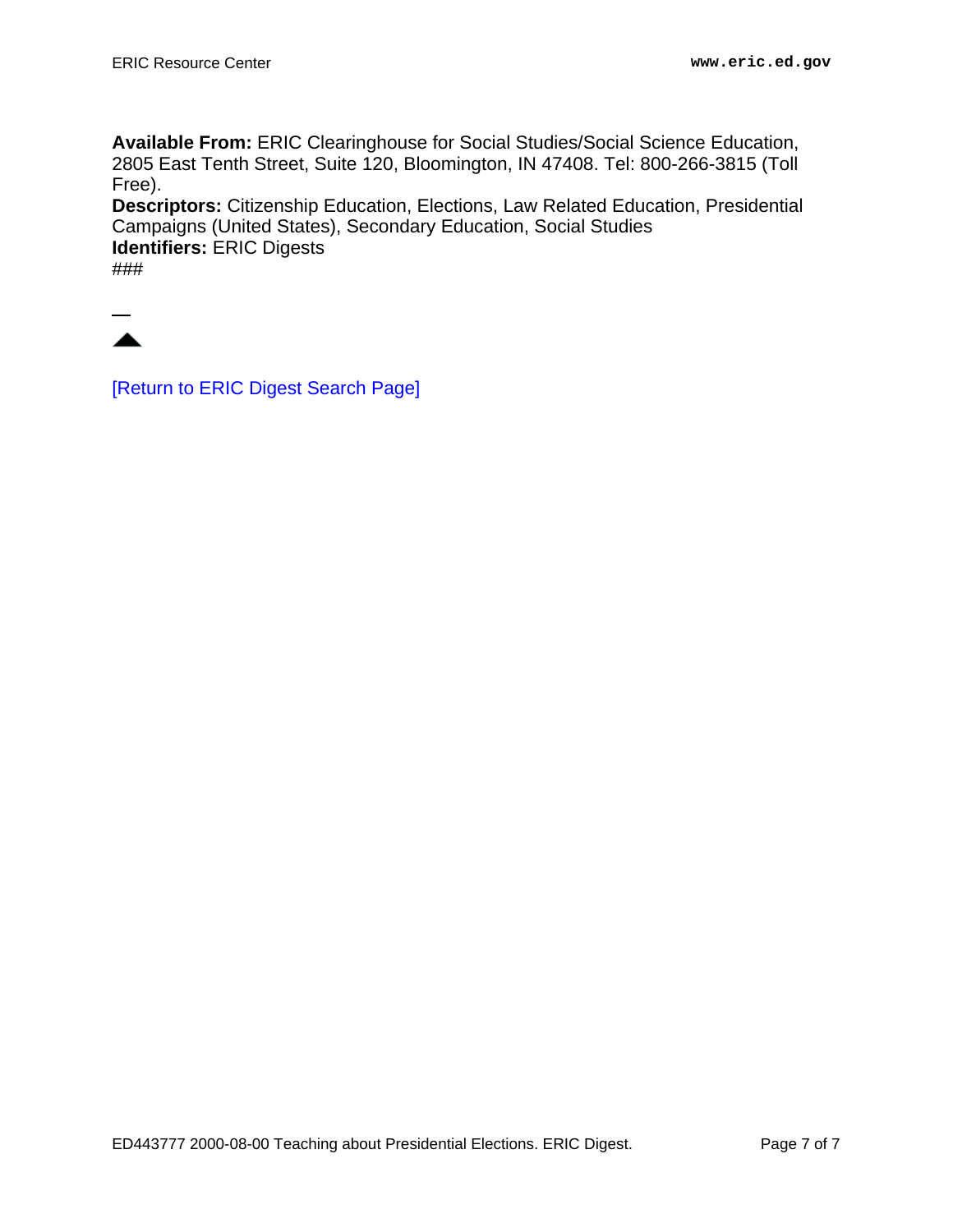**Available From:** ERIC Clearinghouse for Social Studies/Social Science Education, 2805 East Tenth Street, Suite 120, Bloomington, IN 47408. Tel: 800-266-3815 (Toll Free).
**Descriptors:** Citizenship Education, Elections, Law Related Education, Presidential Campaigns (United States), Secondary Education, Social Studies
**Identifiers:** ERIC Digests
###

[Return to ERIC Digest Search Page]